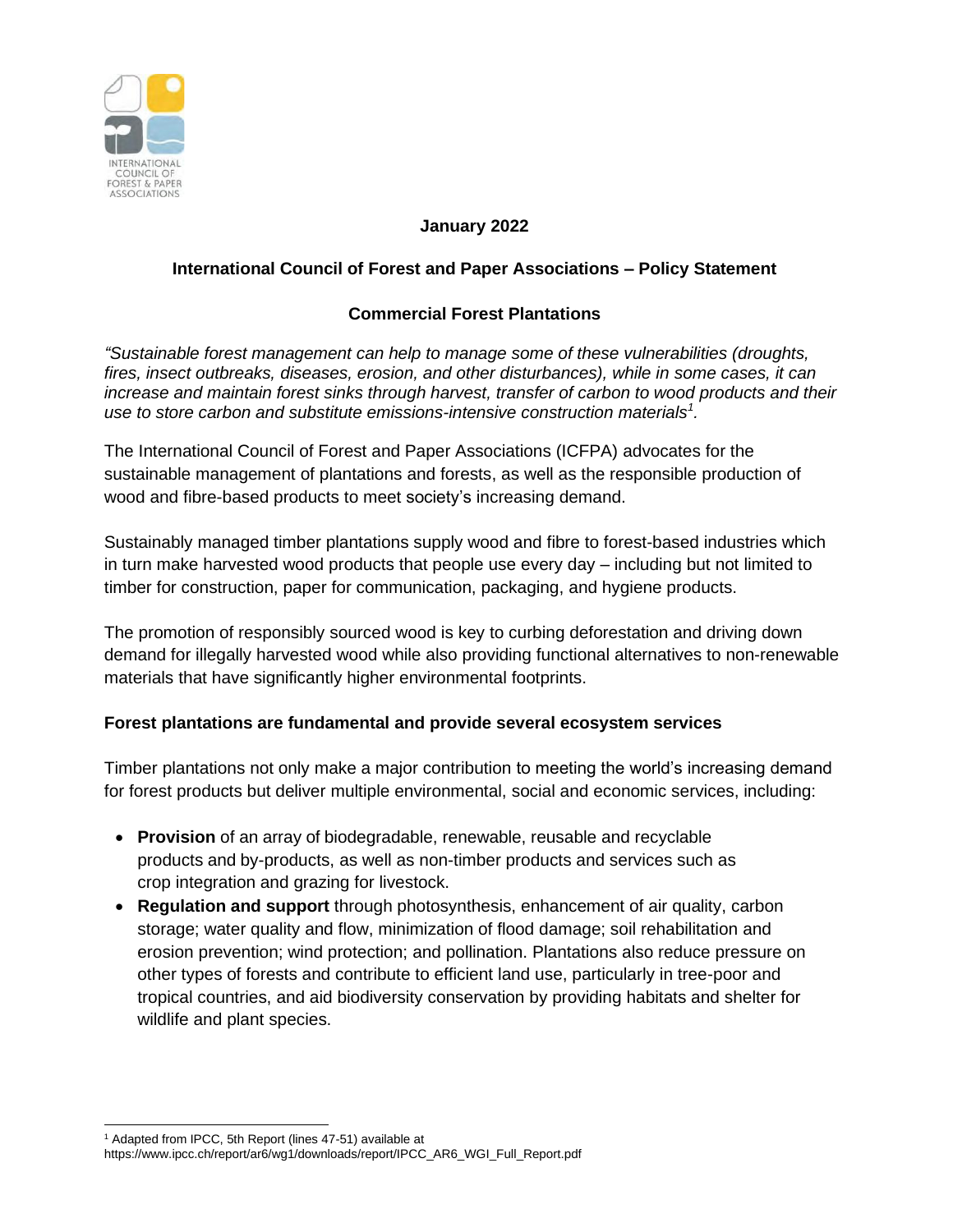INTERNATIONAL COUNCIL OF FOREST & PAPER ASSOCIATIONS

**January 2022**

# International Council of Forest and Paper Associations – Policy Statement

## Commercial Forest Plantations

*"Sustainable forest management can help to manage some of these vulnerabilities (droughts, fires, insect outbreaks, diseases, erosion, and other disturbances), while in some cases, it can increase and maintain forest sinks through harvest, transfer of carbon to wood products and their use to store carbon and substitute emissions-intensive construction materials[1].*

The International Council of Forest and Paper Associations (ICFPA) advocates for the sustainable management of plantations and forests, as well as the responsible production of wood and fibre-based products to meet society's increasing demand.

Sustainably managed timber plantations supply wood and fibre to forest-based industries which in turn make harvested wood products that people use every day – including but not limited to timber for construction, paper for communication, packaging, and hygiene products.

The promotion of responsibly sourced wood is key to curbing deforestation and driving down demand for illegally harvested wood while also providing functional alternatives to non-renewable materials that have significantly higher environmental footprints.

### Forest plantations are fundamental and provide several ecosystem services

Timber plantations not only make a major contribution to meeting the world's increasing demand for forest products but deliver multiple environmental, social and economic services, including:

- **Provision** of an array of biodegradable, renewable, reusable and recyclable products and by-products, as well as non-timber products and services such as crop integration and grazing for livestock.
- **Regulation and support** through photosynthesis, enhancement of air quality, carbon storage; water quality and flow, minimization of flood damage; soil rehabilitation and erosion prevention; wind protection; and pollination. Plantations also reduce pressure on other types of forests and contribute to efficient land use, particularly in tree-poor and tropical countries, and aid biodiversity conservation by providing habitats and shelter for wildlife and plant species.

---

[1] Adapted from IPCC, 5th Report (lines 47-51) available at https://www.ipcc.ch/report/ar6/wg1/downloads/report/IPCC_AR6_WGI_Full_Report.pdf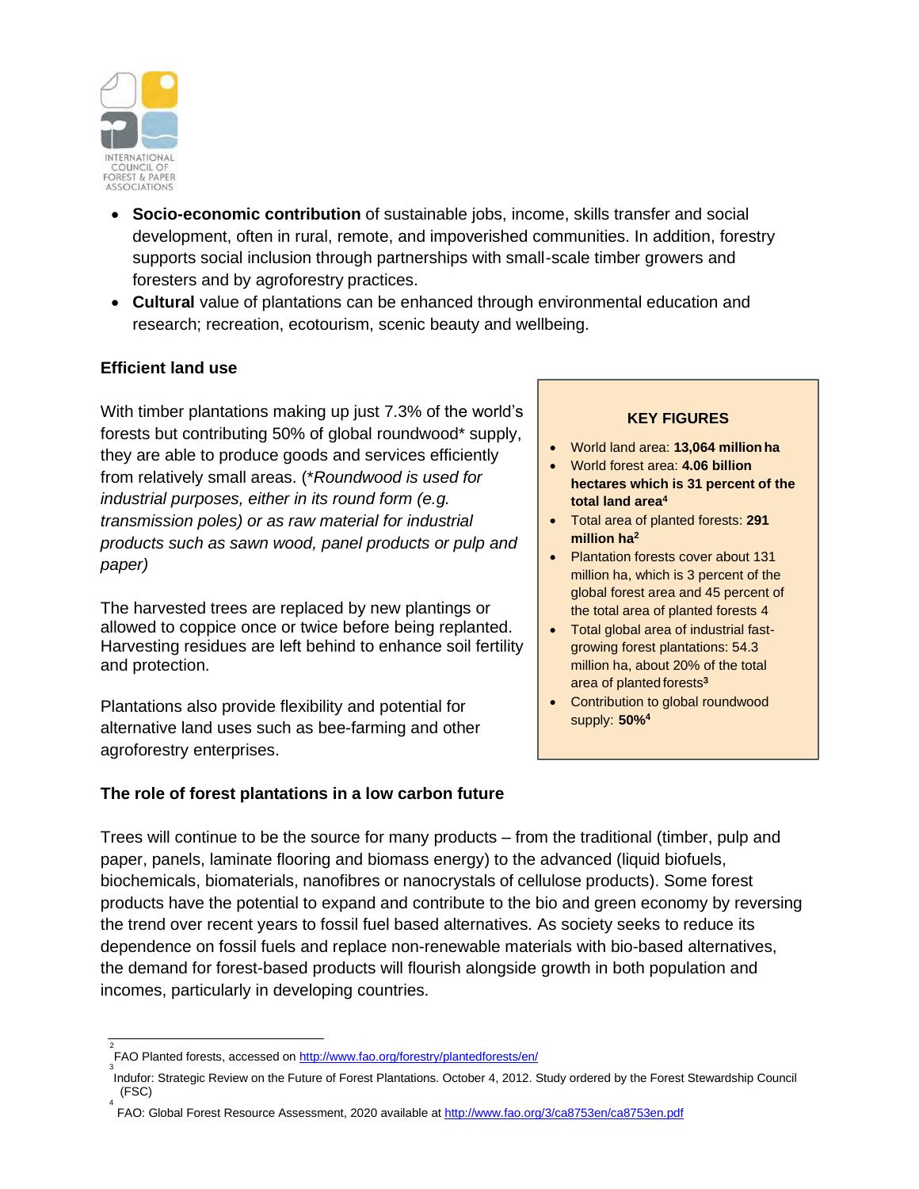- **Socio-economic contribution** of sustainable jobs, income, skills transfer and social development, often in rural, remote, and impoverished communities. In addition, forestry supports social inclusion through partnerships with small-scale timber growers and foresters and by agroforestry practices.
- **Cultural** value of plantations can be enhanced through environmental education and research; recreation, ecotourism, scenic beauty and wellbeing.

### Efficient land use

With timber plantations making up just 7.3% of the world's forests but contributing 50% of global roundwood* supply, they are able to produce goods and services efficiently from relatively small areas. (*\*Roundwood is used for industrial purposes, either in its round form (e.g. transmission poles) or as raw material for industrial products such as sawn wood, panel products or pulp and paper)*

The harvested trees are replaced by new plantings or allowed to coppice once or twice before being replanted. Harvesting residues are left behind to enhance soil fertility and protection.

Plantations also provide flexibility and potential for alternative land uses such as bee-farming and other agroforestry enterprises.

> **KEY FIGURES**
>
> - World land area: **13,064 million ha**
> - World forest area: **4.06 billion hectares which is 31 percent of the total land area**[4]
> - Total area of planted forests: **291 million ha**[2]
> - Plantation forests cover about 131 million ha, which is 3 percent of the global forest area and 45 percent of the total area of planted forests [4]
> - Total global area of industrial fast-growing forest plantations: 54.3 million ha, about 20% of the total area of planted forests[3]
> - Contribution to global roundwood supply: **50%**[4]

### The role of forest plantations in a low carbon future

Trees will continue to be the source for many products – from the traditional (timber, pulp and paper, panels, laminate flooring and biomass energy) to the advanced (liquid biofuels, biochemicals, biomaterials, nanofibres or nanocrystals of cellulose products). Some forest products have the potential to expand and contribute to the bio and green economy by reversing the trend over recent years to fossil fuel based alternatives. As society seeks to reduce its dependence on fossil fuels and replace non-renewable materials with bio-based alternatives, the demand for forest-based products will flourish alongside growth in both population and incomes, particularly in developing countries.

---

[2] FAO Planted forests, accessed on http://www.fao.org/forestry/plantedforests/en/

[3] Indufor: Strategic Review on the Future of Forest Plantations. October 4, 2012. Study ordered by the Forest Stewardship Council (FSC)

[4] FAO: Global Forest Resource Assessment, 2020 available at http://www.fao.org/3/ca8753en/ca8753en.pdf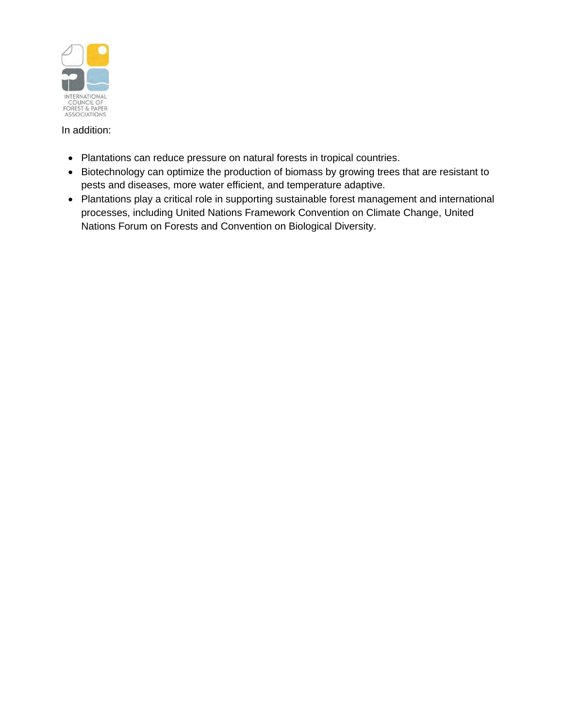In addition:

- Plantations can reduce pressure on natural forests in tropical countries.
- Biotechnology can optimize the production of biomass by growing trees that are resistant to pests and diseases, more water efficient, and temperature adaptive.
- Plantations play a critical role in supporting sustainable forest management and international processes, including United Nations Framework Convention on Climate Change, United Nations Forum on Forests and Convention on Biological Diversity.